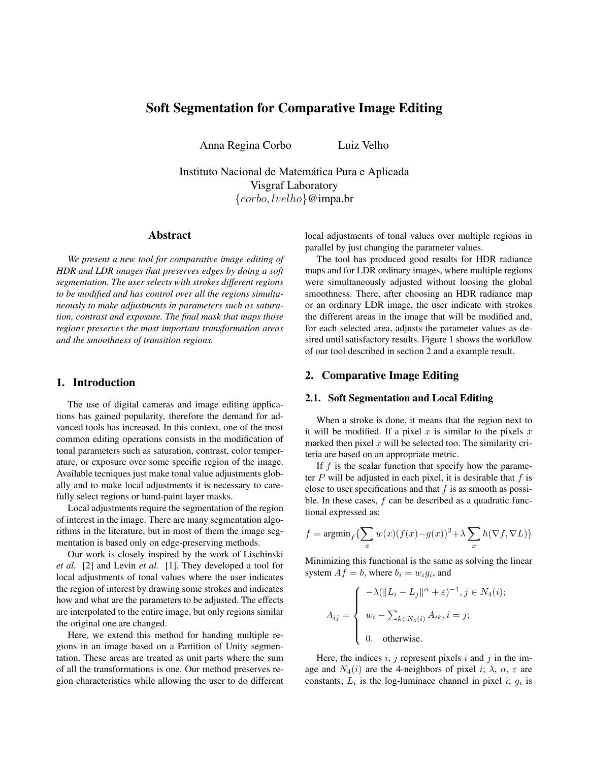# Soft Segmentation for Comparative Image Editing

Anna Regina Corbo  Luiz Velho

Instituto Nacional de Matemática Pura e Aplicada
Visgraf Laboratory
$\{corbo, lvelho\}$@impa.br

## Abstract

*We present a new tool for comparative image editing of HDR and LDR images that preserves edges by doing a soft segmentation. The user selects with strokes different regions to be modified and has control over all the regions simultaneously to make adjustments in parameters such as saturation, contrast and exposure. The final mask that maps those regions preserves the most important transformation areas and the smoothness of transition regions.*

## 1. Introduction

The use of digital cameras and image editing applications has gained popularity, therefore the demand for advanced tools has increased. In this context, one of the most common editing operations consists in the modification of tonal parameters such as saturation, contrast, color temperature, or exposure over some specific region of the image. Available tecniques just make tonal value adjustments globally and to make local adjustments it is necessary to carefully select regions or hand-paint layer masks.

Local adjustments require the segmentation of the region of interest in the image. There are many segmentation algorithms in the literature, but in most of them the image segmentation is based only on edge-preserving methods.

Our work is closely inspired by the work of Lischinski *et al.* [2] and Levin *et al.* [1]. They developed a tool for local adjustments of tonal values where the user indicates the region of interest by drawing some strokes and indicates how and what are the parameters to be adjusted. The effects are interpolated to the entire image, but only regions similar the original one are changed.

Here, we extend this method for handing multiple regions in an image based on a Partition of Unity segmentation. These areas are treated as unit parts where the sum of all the transformations is one. Our method preserves region characteristics while allowing the user to do different local adjustments of tonal values over multiple regions in parallel by just changing the parameter values.

The tool has produced good results for HDR radiance maps and for LDR ordinary images, where multiple regions were simultaneously adjusted without loosing the global smoothness. There, after choosing an HDR radiance map or an ordinary LDR image, the user indicate with strokes the different areas in the image that will be modified and, for each selected area, adjusts the parameter values as desired until satisfactory results. Figure 1 shows the workflow of our tool described in section 2 and a example result.

## 2. Comparative Image Editing

### 2.1. Soft Segmentation and Local Editing

When a stroke is done, it means that the region next to it will be modified. If a pixel $x$ is similar to the pixels $\bar{x}$ marked then pixel $x$ will be selected too. The similarity criteria are based on an appropriate metric.

If $f$ is the scalar function that specify how the parameter $P$ will be adjusted in each pixel, it is desirable that $f$ is close to user specifications and that $f$ is as smooth as possible. In these cases, $f$ can be described as a quadratic functional expressed as:

$$f = \text{argmin}_f \{ \sum_x w(x)(f(x) - g(x))^2 + \lambda \sum_x h(\nabla f, \nabla L) \}$$

Minimizing this functional is the same as solving the linear system $Af = b$, where $b_i = w_i g_i$, and

$$A_{ij} = \begin{cases} -\lambda(\|L_i - L_j\|^\alpha + \varepsilon)^{-1}, j \in N_4(i); \\ w_i - \sum_{k \in N_4(i)} A_{ik}, i = j; \\ 0. \quad \text{otherwise.} \end{cases}$$

Here, the indices $i$, $j$ represent pixels $i$ and $j$ in the image and $N_4(i)$ are the 4-neighbors of pixel $i$; $\lambda$, $\alpha$, $\varepsilon$ are constants; $L_i$ is the log-luminace channel in pixel $i$; $g_i$ is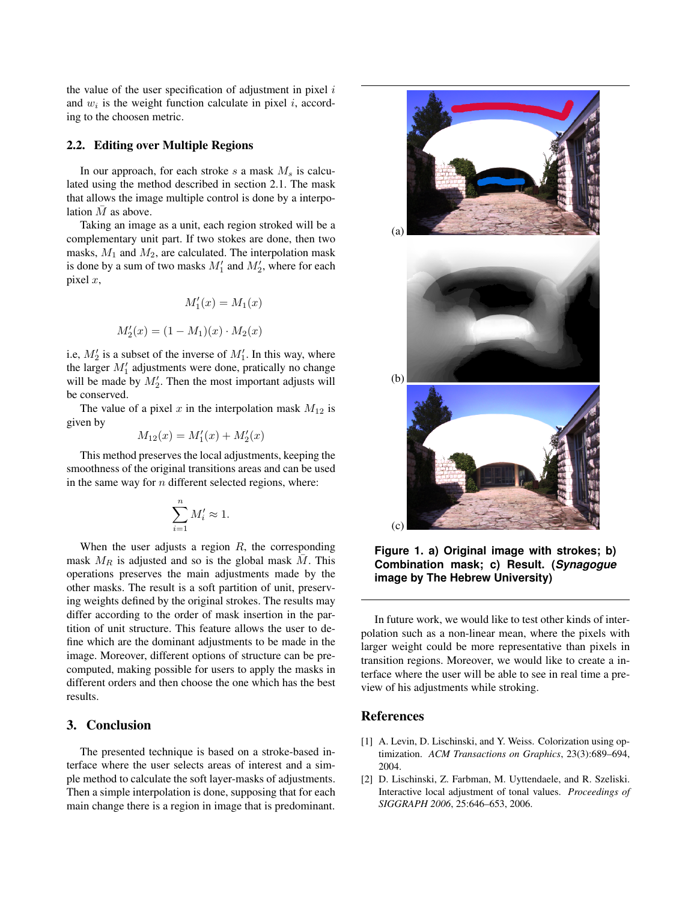the value of the user specification of adjustment in pixel $i$ and $w_i$ is the weight function calculate in pixel $i$, according to the choosen metric.

### 2.2. Editing over Multiple Regions

In our approach, for each stroke $s$ a mask $M_s$ is calculated using the method described in section 2.1. The mask that allows the image multiple control is done by a interpolation $\bar{M}$ as above.

Taking an image as a unit, each region stroked will be a complementary unit part. If two stokes are done, then two masks, $M_1$ and $M_2$, are calculated. The interpolation mask is done by a sum of two masks $M_1'$ and $M_2'$, where for each pixel $x$,

$$M_1'(x) = M_1(x)$$

$$M_2'(x) = (1 - M_1)(x) \cdot M_2(x)$$

i.e, $M_2'$ is a subset of the inverse of $M_1'$. In this way, where the larger $M_1'$ adjustments were done, pratically no change will be made by $M_2'$. Then the most important adjusts will be conserved.

The value of a pixel $x$ in the interpolation mask $M_{12}$ is given by

$$M_{12}(x) = M_1'(x) + M_2'(x)$$

This method preserves the local adjustments, keeping the smoothness of the original transitions areas and can be used in the same way for $n$ different selected regions, where:

$$\sum_{i=1}^{n} M_i' \approx 1.$$

When the user adjusts a region $R$, the corresponding mask $M_R$ is adjusted and so is the global mask $\bar{M}$. This operations preserves the main adjustments made by the other masks. The result is a soft partition of unit, preserving weights defined by the original strokes. The results may differ according to the order of mask insertion in the partition of unit structure. This feature allows the user to define which are the dominant adjustments to be made in the image. Moreover, different options of structure can be precomputed, making possible for users to apply the masks in different orders and then choose the one which has the best results.

## 3. Conclusion

The presented technique is based on a stroke-based interface where the user selects areas of interest and a simple method to calculate the soft layer-masks of adjustments. Then a simple interpolation is done, supposing that for each main change there is a region in image that is predominant.

(a)

(b)

(c)

**Figure 1. a) Original image with strokes; b) Combination mask; c) Result. (*Synagogue* image by The Hebrew University)**

In future work, we would like to test other kinds of interpolation such as a non-linear mean, where the pixels with larger weight could be more representative than pixels in transition regions. Moreover, we would like to create a interface where the user will be able to see in real time a preview of his adjustments while stroking.

## References

[1] A. Levin, D. Lischinski, and Y. Weiss. Colorization using optimization. *ACM Transactions on Graphics*, 23(3):689–694, 2004.

[2] D. Lischinski, Z. Farbman, M. Uyttendaele, and R. Szeliski. Interactive local adjustment of tonal values. *Proceedings of SIGGRAPH 2006*, 25:646–653, 2006.